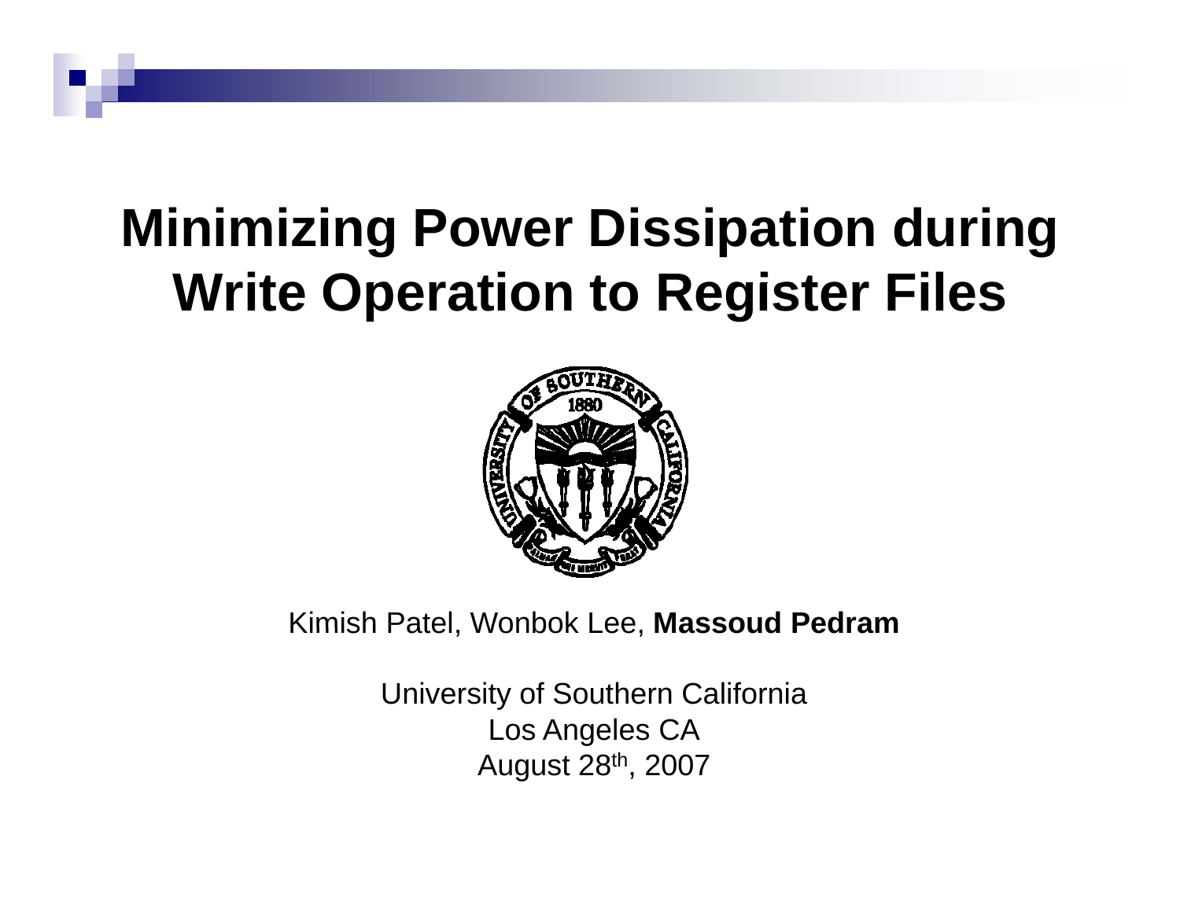# Minimizing Power Dissipation during Write Operation to Register Files

Kimish Patel, Wonbok Lee, **Massoud Pedram**

University of Southern California
Los Angeles CA
August 28th, 2007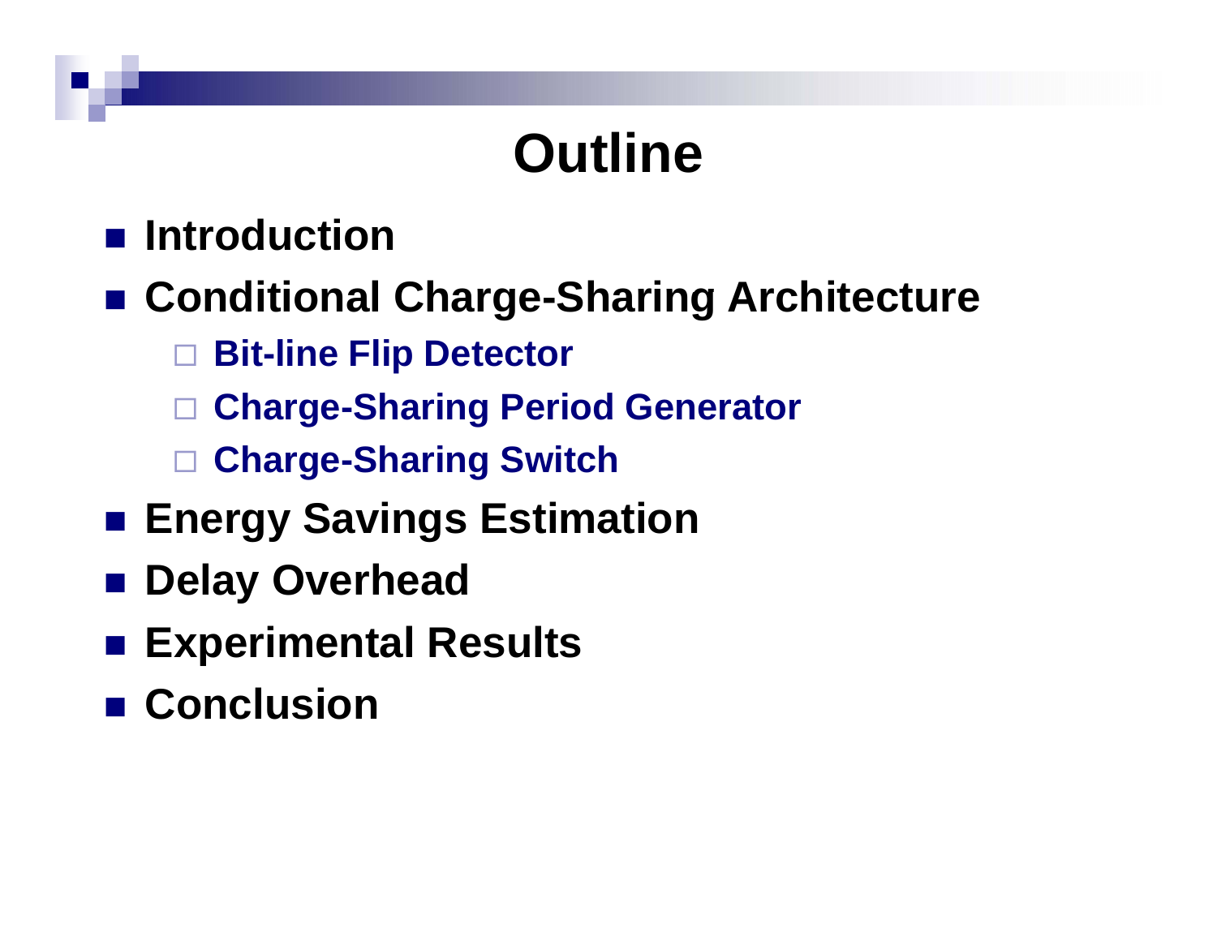# Outline

- Introduction
- Conditional Charge-Sharing Architecture
  - Bit-line Flip Detector
  - Charge-Sharing Period Generator
  - Charge-Sharing Switch
- Energy Savings Estimation
- Delay Overhead
- Experimental Results
- Conclusion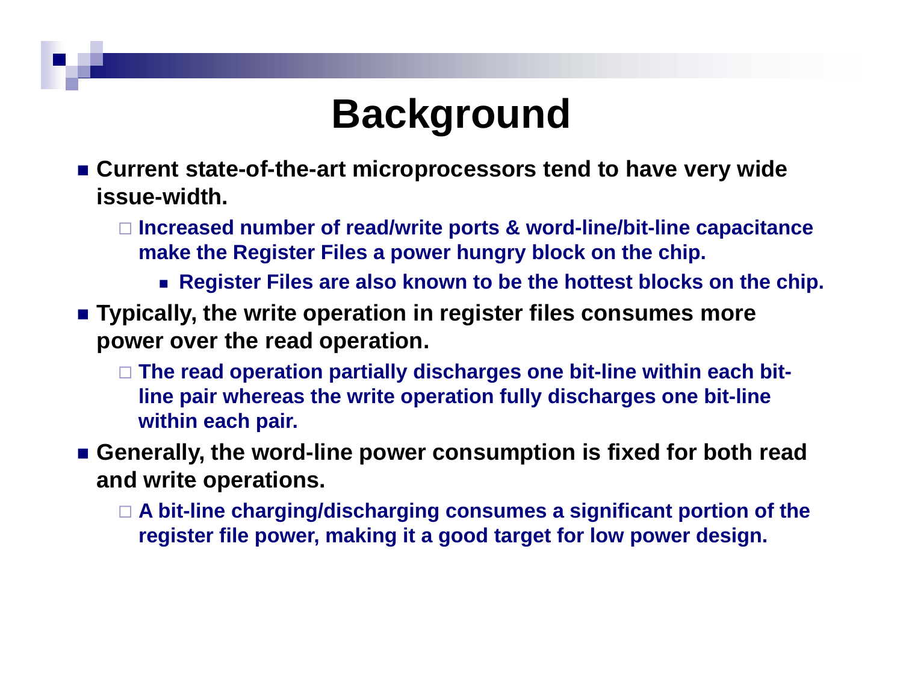# Background

- **Current state-of-the-art microprocessors tend to have very wide issue-width.**
  - **Increased number of read/write ports & word-line/bit-line capacitance make the Register Files a power hungry block on the chip.**
    - **Register Files are also known to be the hottest blocks on the chip.**
- **Typically, the write operation in register files consumes more power over the read operation.**
  - **The read operation partially discharges one bit-line within each bit-line pair whereas the write operation fully discharges one bit-line within each pair.**
- **Generally, the word-line power consumption is fixed for both read and write operations.**
  - **A bit-line charging/discharging consumes a significant portion of the register file power, making it a good target for low power design.**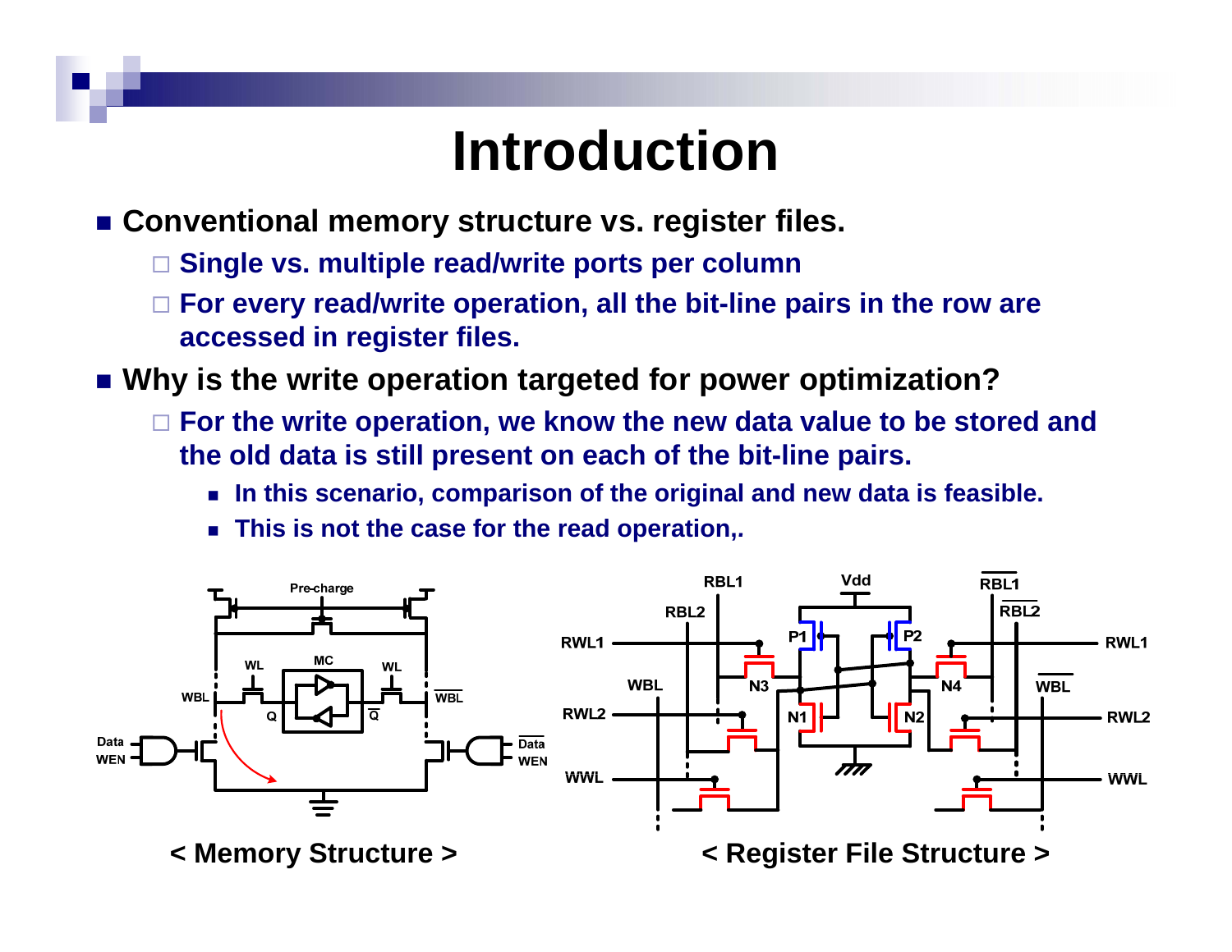# Introduction

- **Conventional memory structure vs. register files.**
  - **Single vs. multiple read/write ports per column**
  - **For every read/write operation, all the bit-line pairs in the row are accessed in register files.**
- **Why is the write operation targeted for power optimization?**
  - **For the write operation, we know the new data value to be stored and the old data is still present on each of the bit-line pairs.**
    - **In this scenario, comparison of the original and new data is feasible.**
    - **This is not the case for the read operation,.**

**< Memory Structure >**

**< Register File Structure >**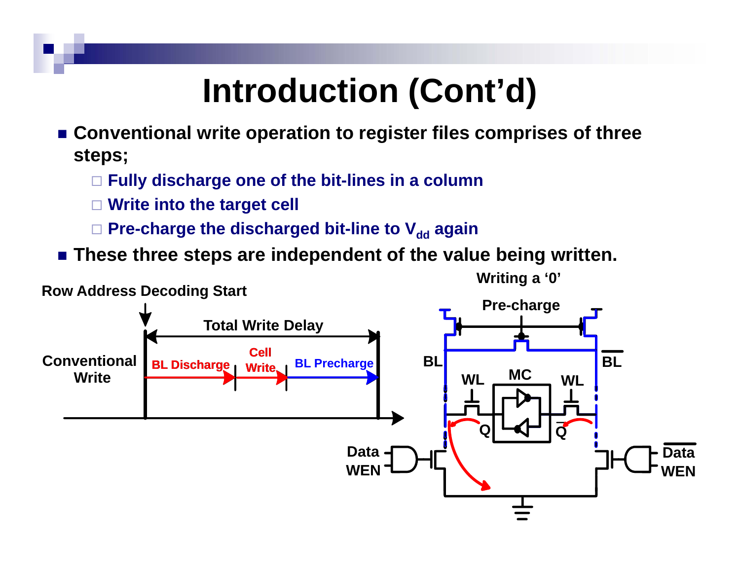# Introduction (Cont'd)

- Conventional write operation to register files comprises of three steps;
  - Fully discharge one of the bit-lines in a column
  - Write into the target cell
  - Pre-charge the discharged bit-line to $V_{dd}$ again
- These three steps are independent of the value being written.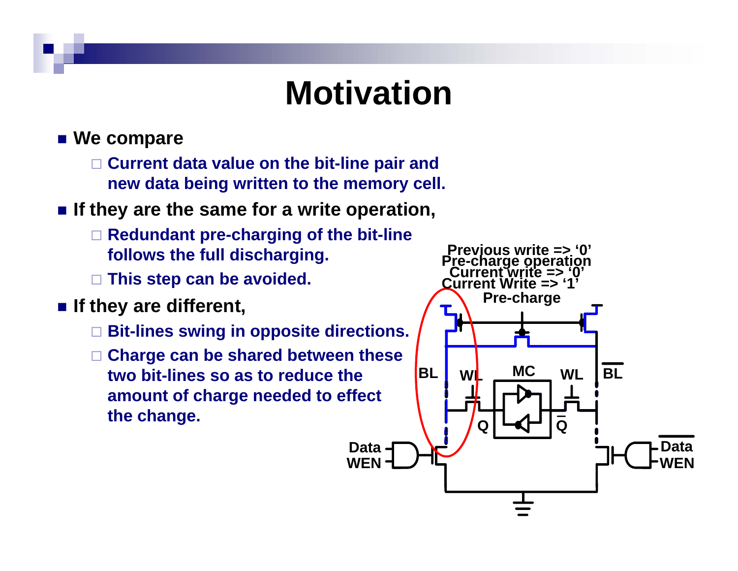# Motivation

- We compare
  - Current data value on the bit-line pair and new data being written to the memory cell.
- If they are the same for a write operation,
  - Redundant pre-charging of the bit-line follows the full discharging.
  - This step can be avoided.
- If they are different,
  - Bit-lines swing in opposite directions.
  - Charge can be shared between these two bit-lines so as to reduce the amount of charge needed to effect the change.

Previous write => '0'
Pre-charge operation
Current write => '0'
Current Write => '1'
Pre-charge

BL WL MC WL $\overline{BL}$

Q $\overline{Q}$

Data WEN

$\overline{Data}$ WEN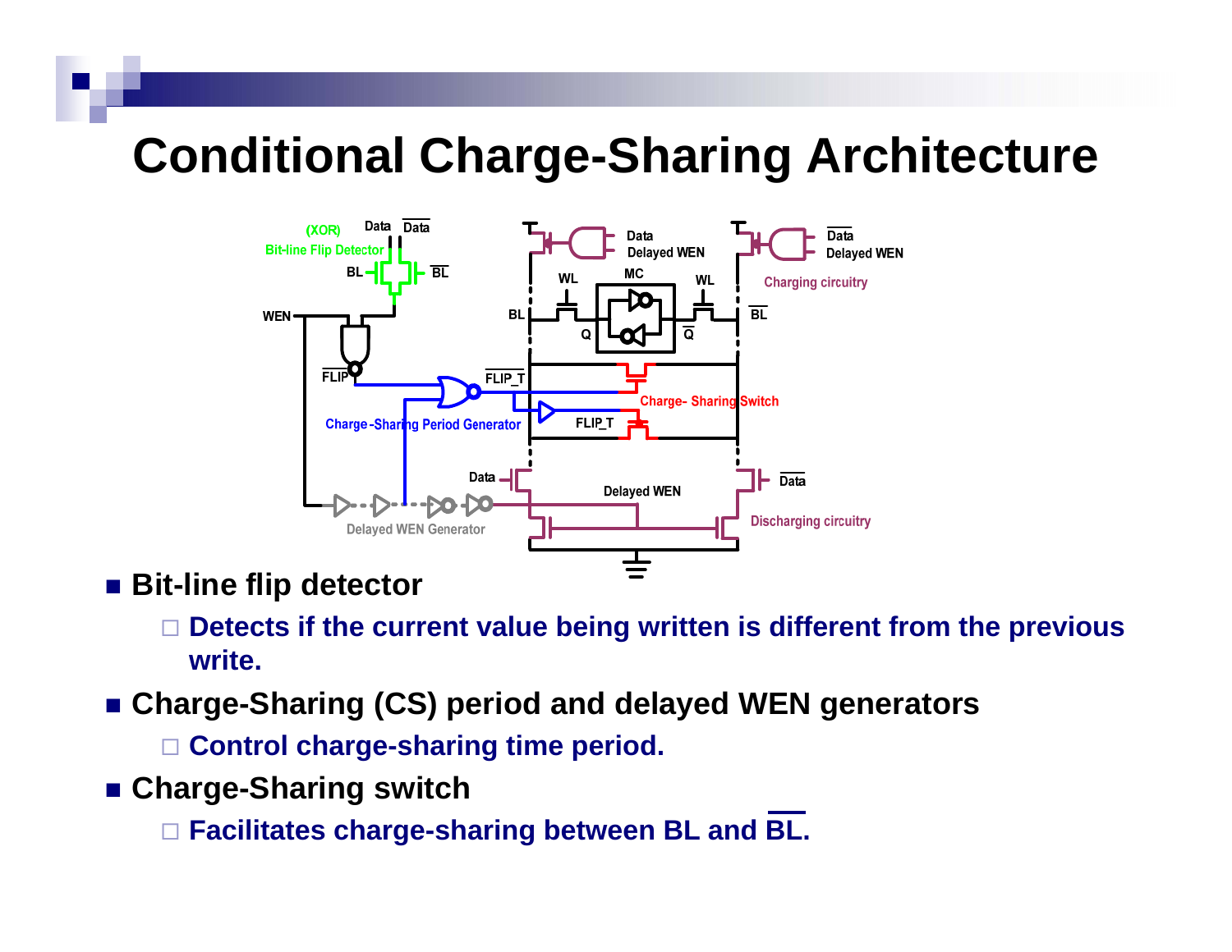# Conditional Charge-Sharing Architecture

- **Bit-line flip detector**
  - Detects if the current value being written is different from the previous write.
- **Charge-Sharing (CS) period and delayed WEN generators**
  - Control charge-sharing time period.
- **Charge-Sharing switch**
  - Facilitates charge-sharing between BL and $\overline{\text{BL}}$.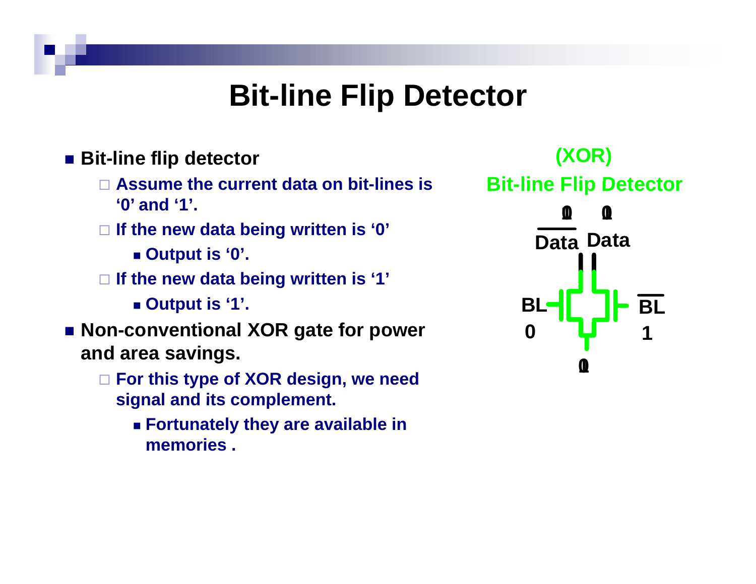# Bit-line Flip Detector

- **Bit-line flip detector**
  - **Assume the current data on bit-lines is '0' and '1'.**
  - **If the new data being written is '0'**
    - **Output is '0'.**
  - **If the new data being written is '1'**
    - **Output is '1'.**
- **Non-conventional XOR gate for power and area savings.**
  - **For this type of XOR design, we need signal and its complement.**
    - **Fortunately they are available in memories .**

**(XOR)**

**Bit-line Flip Detector**

$\overline{Data}$ Data

BL 0

$\overline{BL}$ 1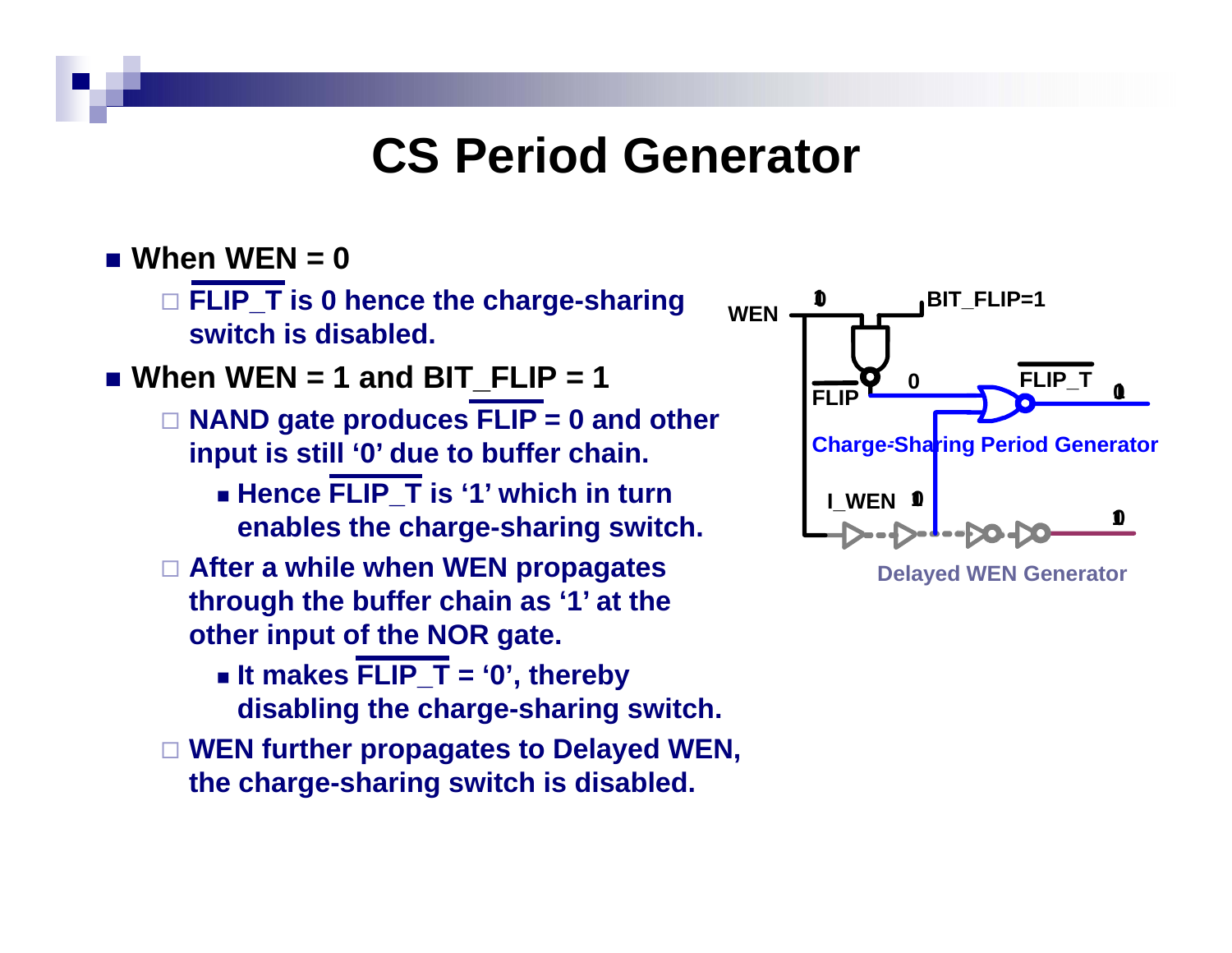# CS Period Generator

- **When WEN = 0**
  - **$\overline{\text{FLIP\_T}}$ is 0 hence the charge-sharing switch is disabled.**
- **When WEN = 1 and BIT_FLIP = 1**
  - **NAND gate produces $\overline{\text{FLIP}}$ = 0 and other input is still '0' due to buffer chain.**
    - **Hence $\overline{\text{FLIP\_T}}$ is '1' which in turn enables the charge-sharing switch.**
  - **After a while when WEN propagates through the buffer chain as '1' at the other input of the NOR gate.**
    - **It makes $\overline{\text{FLIP\_T}}$ = '0', thereby disabling the charge-sharing switch.**
  - **WEN further propagates to Delayed WEN, the charge-sharing switch is disabled.**

WEN, BIT_FLIP=1, $\overline{\text{FLIP}}$, 0, $\overline{\text{FLIP\_T}}$, I_WEN

Charge-Sharing Period Generator

Delayed WEN Generator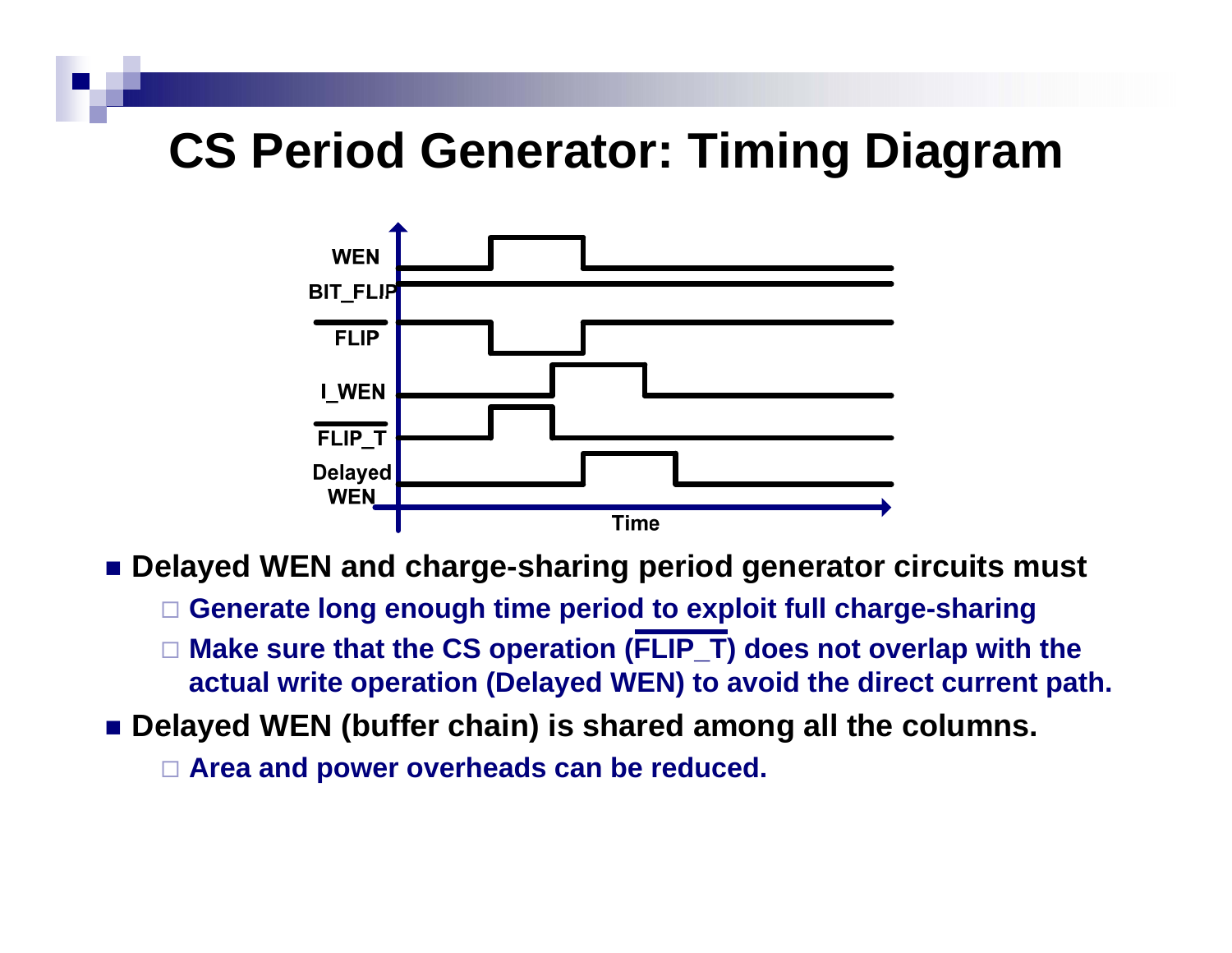# CS Period Generator: Timing Diagram

- **Delayed WEN and charge-sharing period generator circuits must**
  - **Generate long enough time period to exploit full charge-sharing**
  - **Make sure that the CS operation ($\overline{\text{FLIP\_T}}$) does not overlap with the actual write operation (Delayed WEN) to avoid the direct current path.**
- **Delayed WEN (buffer chain) is shared among all the columns.**
  - **Area and power overheads can be reduced.**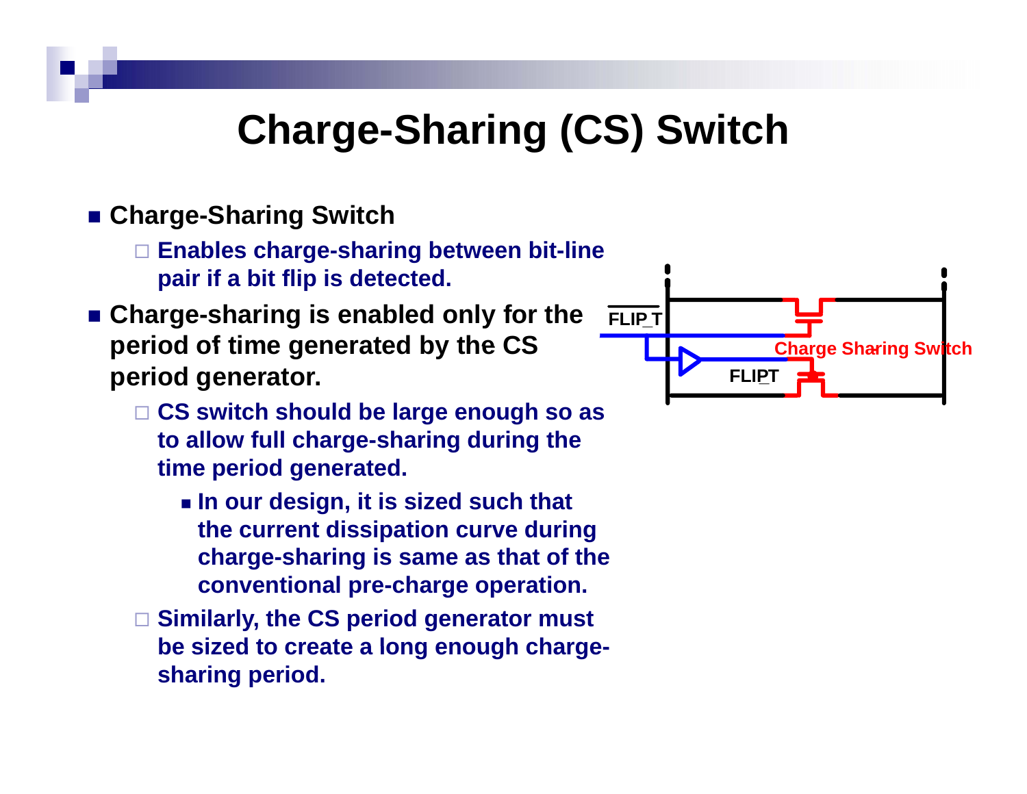# Charge-Sharing (CS) Switch

- **Charge-Sharing Switch**
  - **Enables charge-sharing between bit-line pair if a bit flip is detected.**
- **Charge-sharing is enabled only for the period of time generated by the CS period generator.**
  - **CS switch should be large enough so as to allow full charge-sharing during the time period generated.**
    - **In our design, it is sized such that the current dissipation curve during charge-sharing is same as that of the conventional pre-charge operation.**
  - **Similarly, the CS period generator must be sized to create a long enough charge-sharing period.**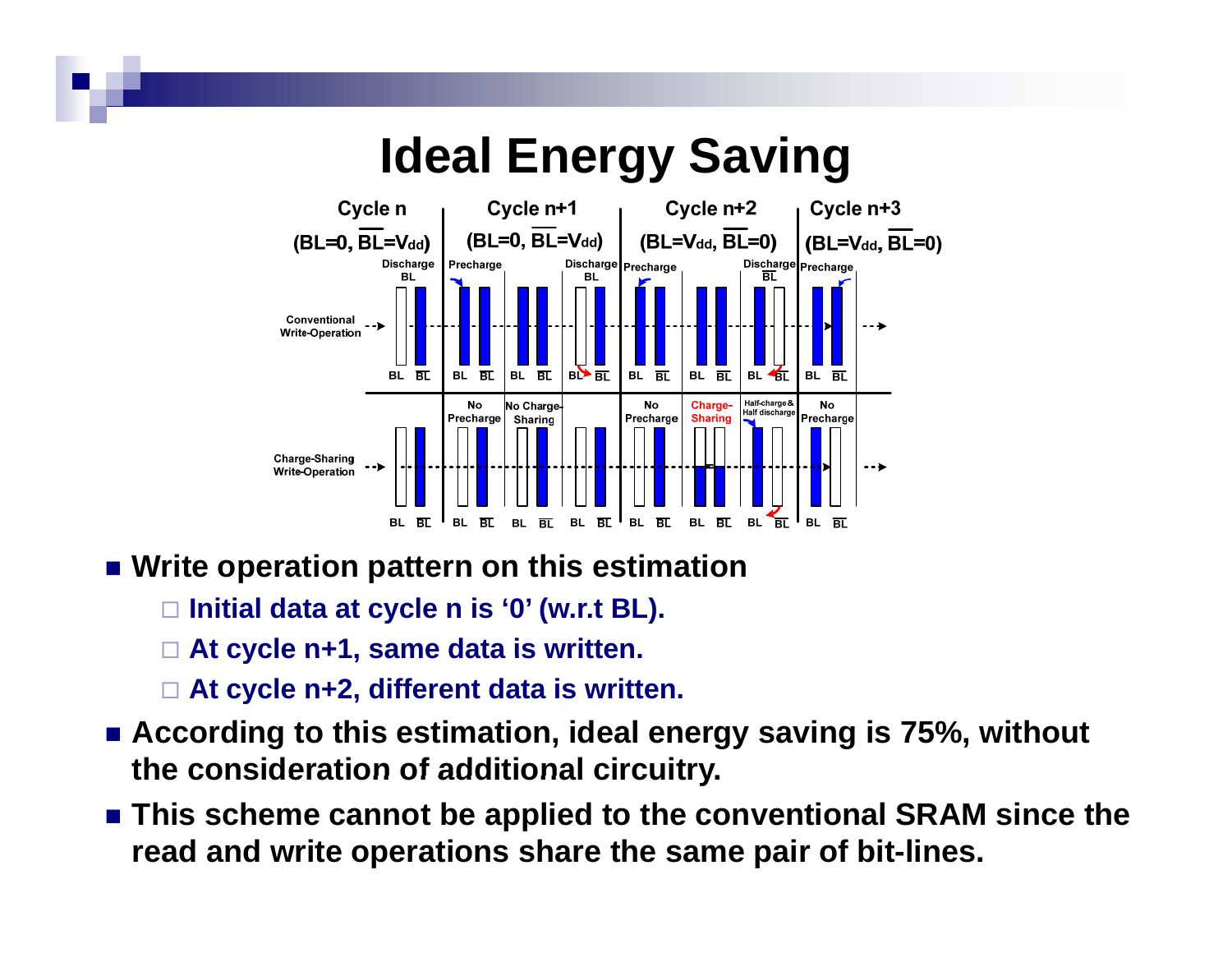# Ideal Energy Saving

- **Write operation pattern on this estimation**
  - **Initial data at cycle n is '0' (w.r.t BL).**
  - **At cycle n+1, same data is written.**
  - **At cycle n+2, different data is written.**
- **According to this estimation, ideal energy saving is 75%, without the consideration of additional circuitry.**
- **This scheme cannot be applied to the conventional SRAM since the read and write operations share the same pair of bit-lines.**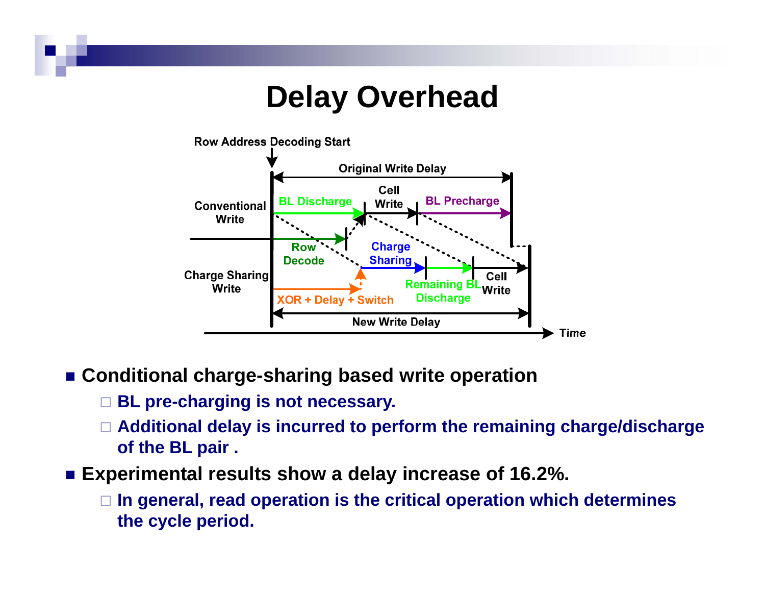# Delay Overhead

- **Conditional charge-sharing based write operation**
  - **BL pre-charging is not necessary.**
  - **Additional delay is incurred to perform the remaining charge/discharge of the BL pair .**
- **Experimental results show a delay increase of 16.2%.**
  - **In general, read operation is the critical operation which determines the cycle period.**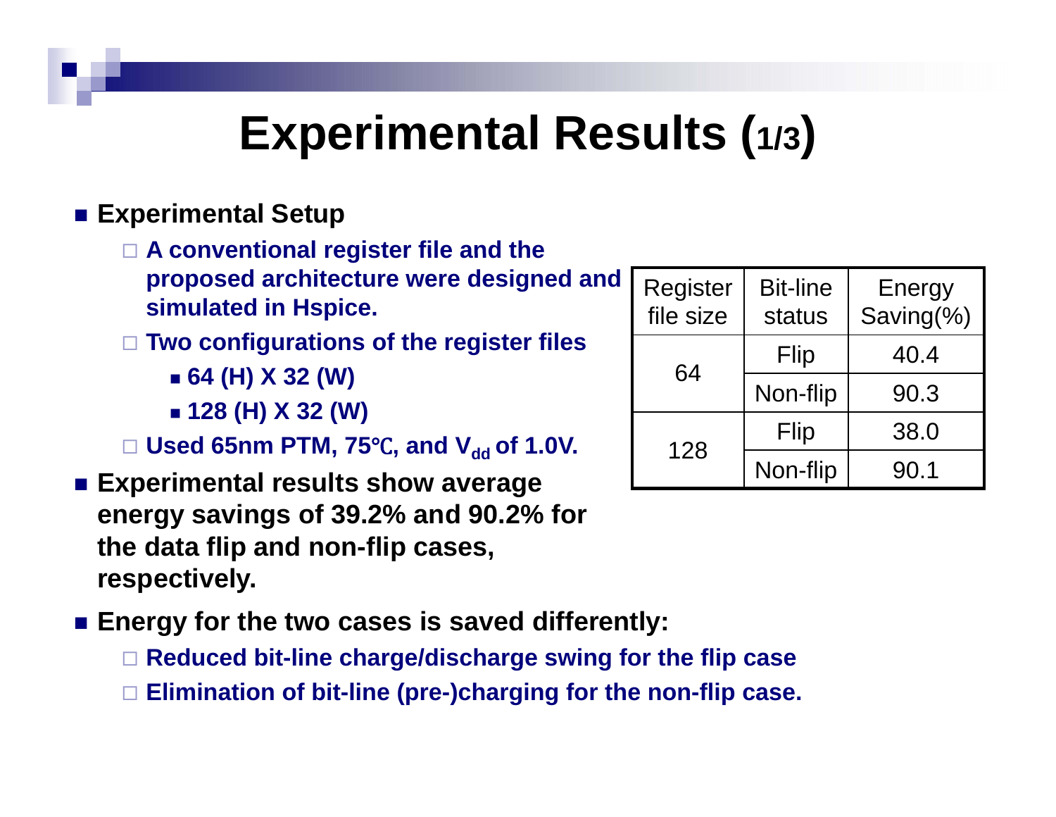# Experimental Results (1/3)

- **Experimental Setup**
  - **A conventional register file and the proposed architecture were designed and simulated in Hspice.**
  - **Two configurations of the register files**
    - **64 (H) X 32 (W)**
    - **128 (H) X 32 (W)**
  - **Used 65nm PTM, 75℃, and $V_{dd}$ of 1.0V.**
- **Experimental results show average energy savings of 39.2% and 90.2% for the data flip and non-flip cases, respectively.**

| Register file size | Bit-line status | Energy Saving(%) |
|---|---|---|
| 64 | Flip | 40.4 |
| | Non-flip | 90.3 |
| 128 | Flip | 38.0 |
| | Non-flip | 90.1 |

- **Energy for the two cases is saved differently:**
  - **Reduced bit-line charge/discharge swing for the flip case**
  - **Elimination of bit-line (pre-)charging for the non-flip case.**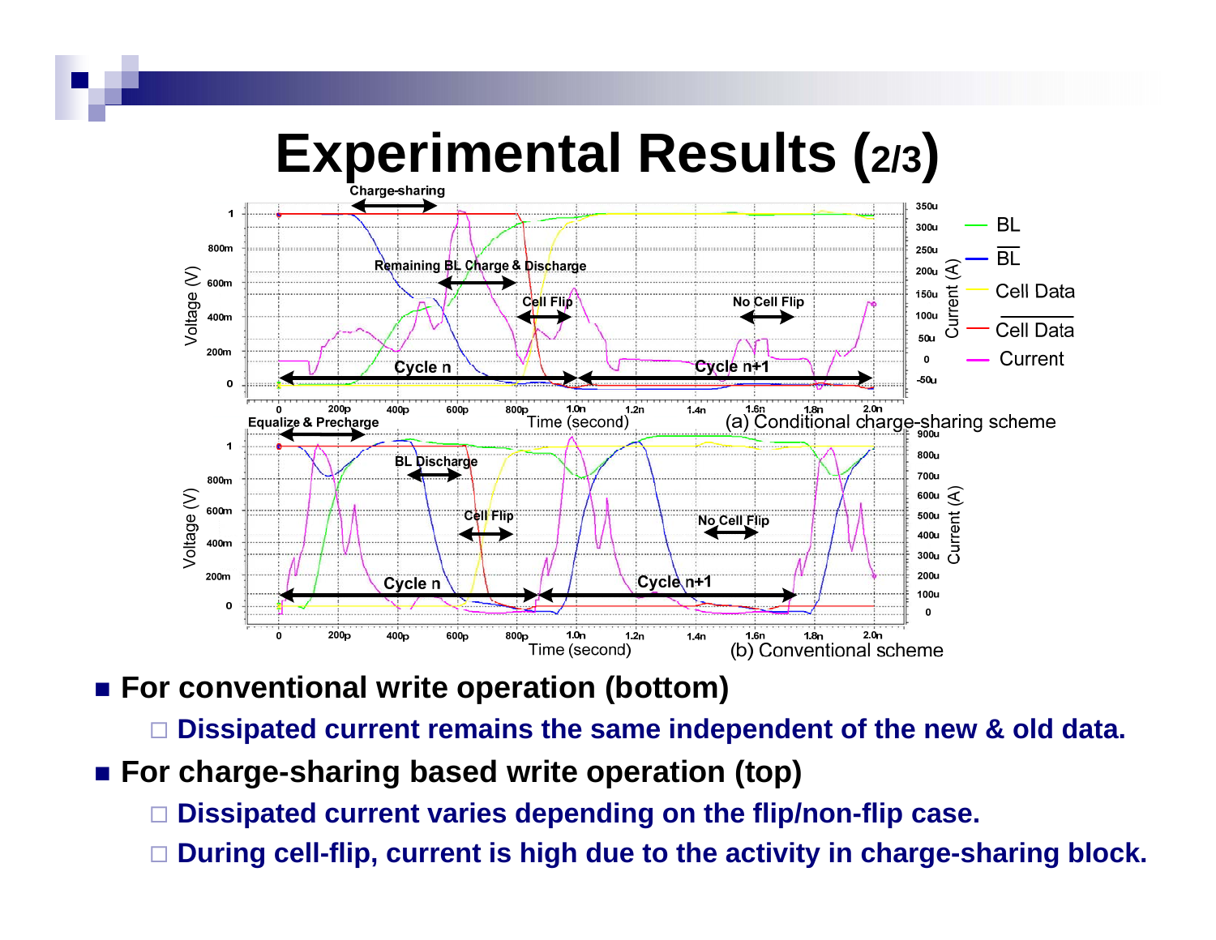# Experimental Results (2/3)

(a) Conditional charge-sharing scheme

(b) Conventional scheme

- **For conventional write operation (bottom)**
  - **Dissipated current remains the same independent of the new & old data.**
- **For charge-sharing based write operation (top)**
  - **Dissipated current varies depending on the flip/non-flip case.**
  - **During cell-flip, current is high due to the activity in charge-sharing block.**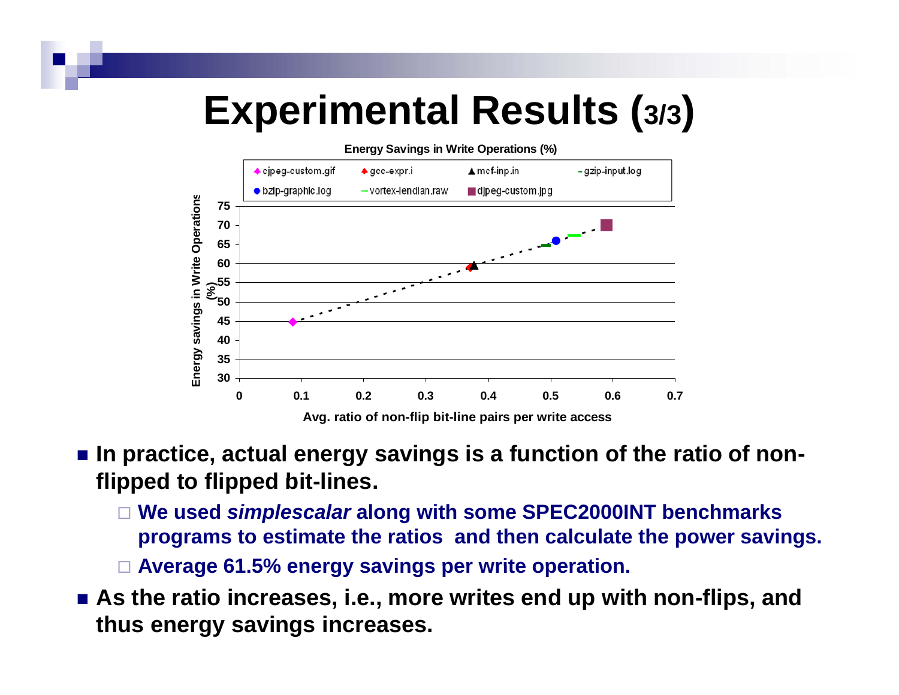# Experimental Results (3/3)

**Energy Savings in Write Operations (%)**

Legend: cjpeg-custom.gif, gcc-expr.i, mcf-inp.in, gzip-input.log, bzip-graphic.log, vortex-lendian.raw, djpeg-custom.jpg

Y-axis: Energy savings in Write Operations (%) (30–75)

X-axis: Avg. ratio of non-flip bit-line pairs per write access (0–0.7)

- **In practice, actual energy savings is a function of the ratio of non-flipped to flipped bit-lines.**
  - **We used *simplescalar* along with some SPEC2000INT benchmarks programs to estimate the ratios and then calculate the power savings.**
  - **Average 61.5% energy savings per write operation.**
- **As the ratio increases, i.e., more writes end up with non-flips, and thus energy savings increases.**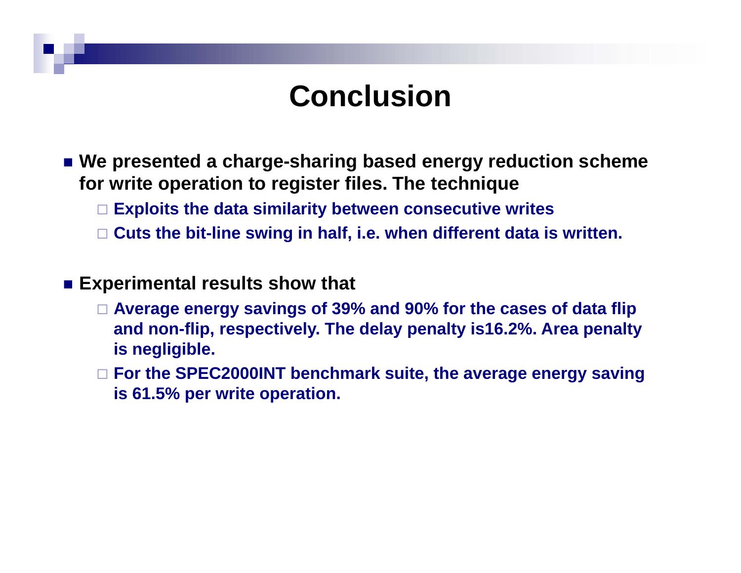# Conclusion

- **We presented a charge-sharing based energy reduction scheme for write operation to register files. The technique**
  - **Exploits the data similarity between consecutive writes**
  - **Cuts the bit-line swing in half, i.e. when different data is written.**

- **Experimental results show that**
  - **Average energy savings of 39% and 90% for the cases of data flip and non-flip, respectively. The delay penalty is16.2%. Area penalty is negligible.**
  - **For the SPEC2000INT benchmark suite, the average energy saving is 61.5% per write operation.**